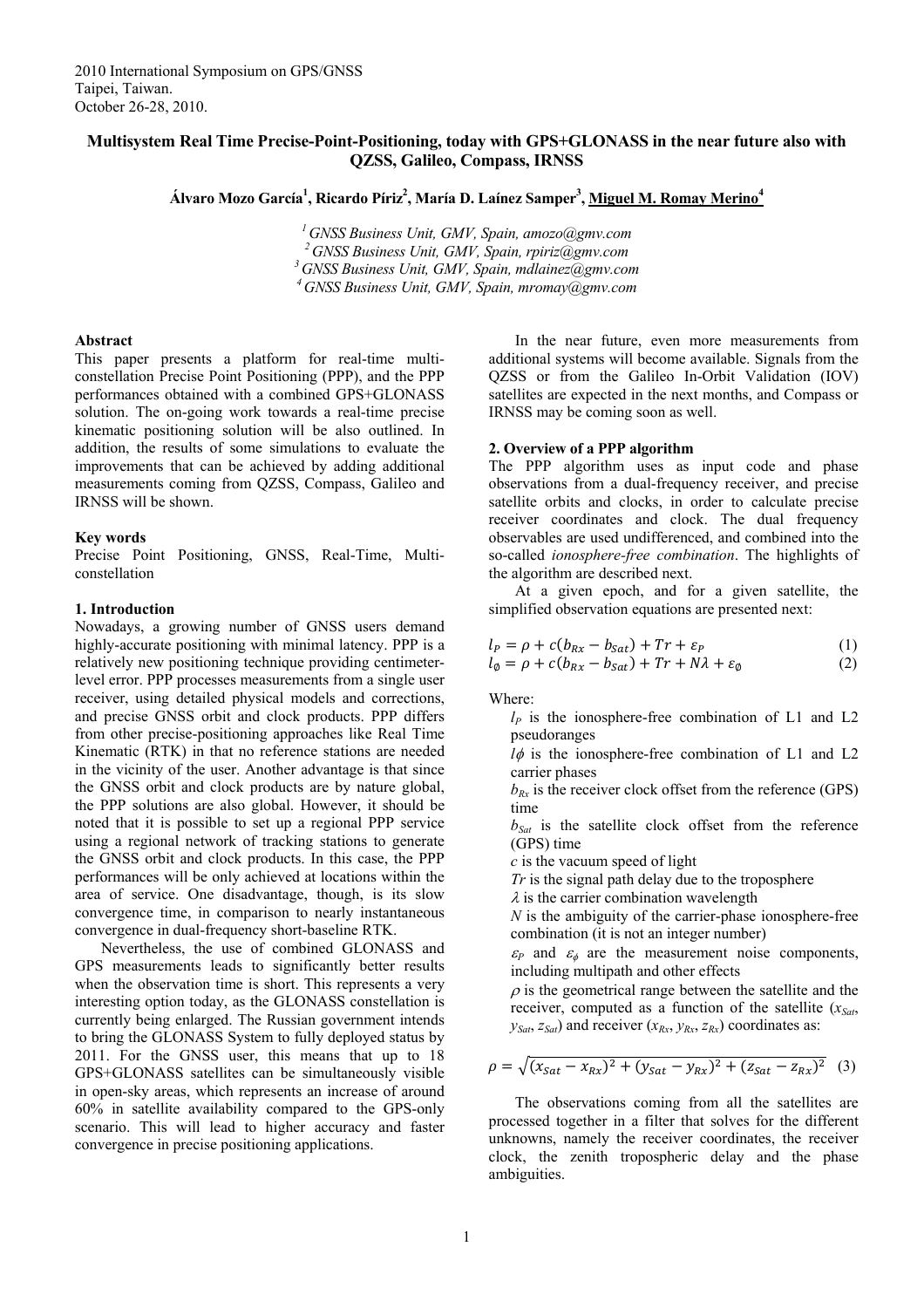2010 International Symposium on GPS/GNSS
Taipei, Taiwan.
October 26-28, 2010.

# Multisystem Real Time Precise-Point-Positioning, today with GPS+GLONASS in the near future also with QZSS, Galileo, Compass, IRNSS

**Álvaro Mozo García[1], Ricardo Píriz[2], María D. Laínez Samper[3], Miguel M. Romay Merino[4]**

[1] *GNSS Business Unit, GMV, Spain, amozo@gmv.com*
[2] *GNSS Business Unit, GMV, Spain, rpiriz@gmv.com*
[3] *GNSS Business Unit, GMV, Spain, mdlainez@gmv.com*
[4] *GNSS Business Unit, GMV, Spain, mromay@gmv.com*

## Abstract

This paper presents a platform for real-time multi-constellation Precise Point Positioning (PPP), and the PPP performances obtained with a combined GPS+GLONASS solution. The on-going work towards a real-time precise kinematic positioning solution will be also outlined. In addition, the results of some simulations to evaluate the improvements that can be achieved by adding additional measurements coming from QZSS, Compass, Galileo and IRNSS will be shown.

## Key words

Precise Point Positioning, GNSS, Real-Time, Multi-constellation

## 1. Introduction

Nowadays, a growing number of GNSS users demand highly-accurate positioning with minimal latency. PPP is a relatively new positioning technique providing centimeter-level error. PPP processes measurements from a single user receiver, using detailed physical models and corrections, and precise GNSS orbit and clock products. PPP differs from other precise-positioning approaches like Real Time Kinematic (RTK) in that no reference stations are needed in the vicinity of the user. Another advantage is that since the GNSS orbit and clock products are by nature global, the PPP solutions are also global. However, it should be noted that it is possible to set up a regional PPP service using a regional network of tracking stations to generate the GNSS orbit and clock products. In this case, the PPP performances will be only achieved at locations within the area of service. One disadvantage, though, is its slow convergence time, in comparison to nearly instantaneous convergence in dual-frequency short-baseline RTK.

Nevertheless, the use of combined GLONASS and GPS measurements leads to significantly better results when the observation time is short. This represents a very interesting option today, as the GLONASS constellation is currently being enlarged. The Russian government intends to bring the GLONASS System to fully deployed status by 2011. For the GNSS user, this means that up to 18 GPS+GLONASS satellites can be simultaneously visible in open-sky areas, which represents an increase of around 60% in satellite availability compared to the GPS-only scenario. This will lead to higher accuracy and faster convergence in precise positioning applications.

In the near future, even more measurements from additional systems will become available. Signals from the QZSS or from the Galileo In-Orbit Validation (IOV) satellites are expected in the next months, and Compass or IRNSS may be coming soon as well.

## 2. Overview of a PPP algorithm

The PPP algorithm uses as input code and phase observations from a dual-frequency receiver, and precise satellite orbits and clocks, in order to calculate precise receiver coordinates and clock. The dual frequency observables are used undifferenced, and combined into the so-called *ionosphere-free combination*. The highlights of the algorithm are described next.

At a given epoch, and for a given satellite, the simplified observation equations are presented next:

$$l_P = \rho + c(b_{Rx} - b_{Sat}) + Tr + \varepsilon_P \tag{1}$$

$$l_\emptyset = \rho + c(b_{Rx} - b_{Sat}) + Tr + N\lambda + \varepsilon_\emptyset \tag{2}$$

Where:

- $l_P$ is the ionosphere-free combination of L1 and L2 pseudoranges
- $l\phi$ is the ionosphere-free combination of L1 and L2 carrier phases
- $b_{Rx}$ is the receiver clock offset from the reference (GPS) time
- $b_{Sat}$ is the satellite clock offset from the reference (GPS) time
- $c$ is the vacuum speed of light
- $Tr$ is the signal path delay due to the troposphere
- $\lambda$ is the carrier combination wavelength
- $N$ is the ambiguity of the carrier-phase ionosphere-free combination (it is not an integer number)
- $\varepsilon_P$ and $\varepsilon_\phi$ are the measurement noise components, including multipath and other effects
- $\rho$ is the geometrical range between the satellite and the receiver, computed as a function of the satellite ($x_{Sat}$, $y_{Sat}$, $z_{Sat}$) and receiver ($x_{Rx}$, $y_{Rx}$, $z_{Rx}$) coordinates as:

$$\rho = \sqrt{(x_{Sat} - x_{Rx})^2 + (y_{Sat} - y_{Rx})^2 + (z_{Sat} - z_{Rx})^2} \tag{3}$$

The observations coming from all the satellites are processed together in a filter that solves for the different unknowns, namely the receiver coordinates, the receiver clock, the zenith tropospheric delay and the phase ambiguities.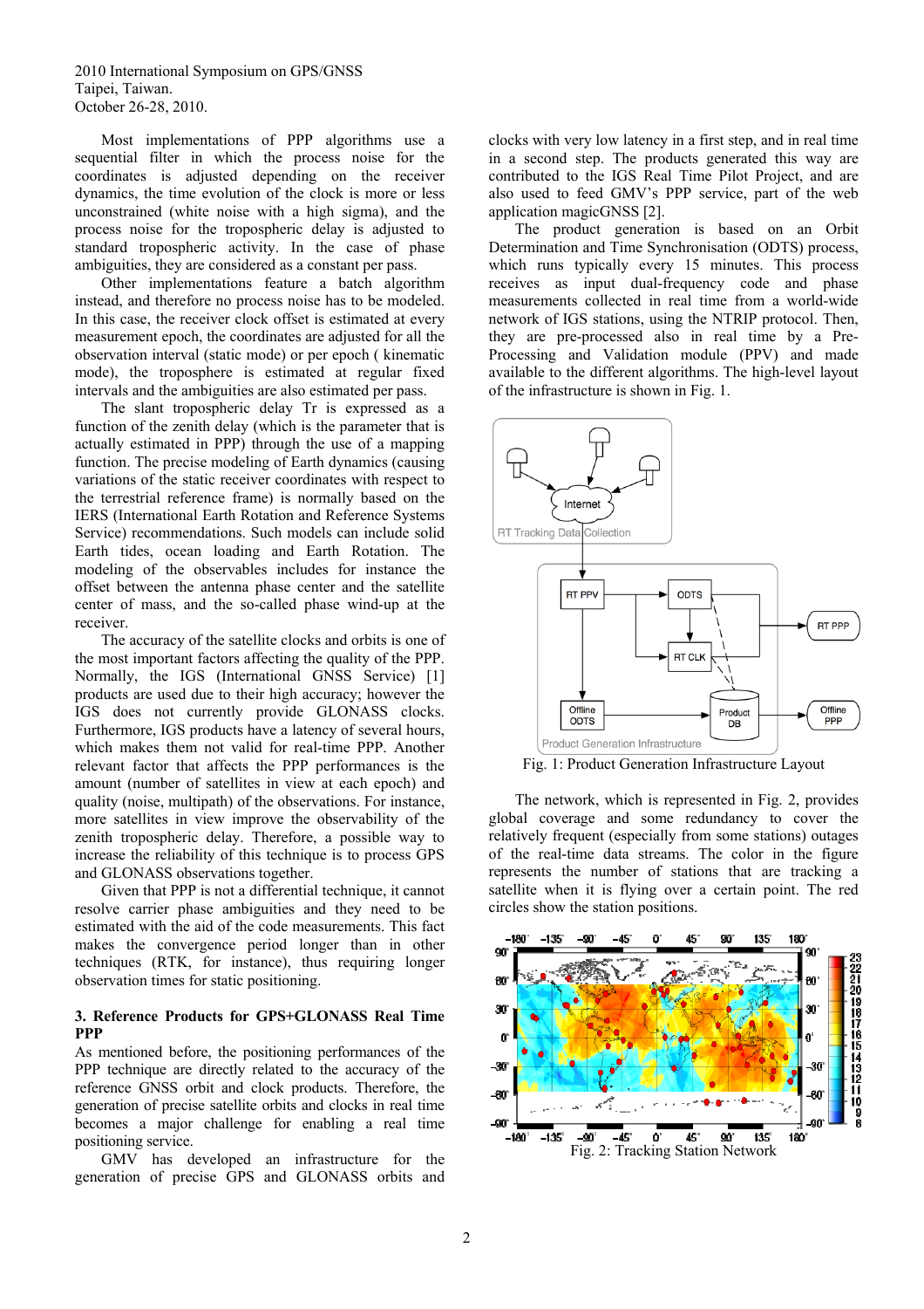Most implementations of PPP algorithms use a sequential filter in which the process noise for the coordinates is adjusted depending on the receiver dynamics, the time evolution of the clock is more or less unconstrained (white noise with a high sigma), and the process noise for the tropospheric delay is adjusted to standard tropospheric activity. In the case of phase ambiguities, they are considered as a constant per pass.

Other implementations feature a batch algorithm instead, and therefore no process noise has to be modeled. In this case, the receiver clock offset is estimated at every measurement epoch, the coordinates are adjusted for all the observation interval (static mode) or per epoch ( kinematic mode), the troposphere is estimated at regular fixed intervals and the ambiguities are also estimated per pass.

The slant tropospheric delay Tr is expressed as a function of the zenith delay (which is the parameter that is actually estimated in PPP) through the use of a mapping function. The precise modeling of Earth dynamics (causing variations of the static receiver coordinates with respect to the terrestrial reference frame) is normally based on the IERS (International Earth Rotation and Reference Systems Service) recommendations. Such models can include solid Earth tides, ocean loading and Earth Rotation. The modeling of the observables includes for instance the offset between the antenna phase center and the satellite center of mass, and the so-called phase wind-up at the receiver.

The accuracy of the satellite clocks and orbits is one of the most important factors affecting the quality of the PPP. Normally, the IGS (International GNSS Service) [1] products are used due to their high accuracy; however the IGS does not currently provide GLONASS clocks. Furthermore, IGS products have a latency of several hours, which makes them not valid for real-time PPP. Another relevant factor that affects the PPP performances is the amount (number of satellites in view at each epoch) and quality (noise, multipath) of the observations. For instance, more satellites in view improve the observability of the zenith tropospheric delay. Therefore, a possible way to increase the reliability of this technique is to process GPS and GLONASS observations together.

Given that PPP is not a differential technique, it cannot resolve carrier phase ambiguities and they need to be estimated with the aid of the code measurements. This fact makes the convergence period longer than in other techniques (RTK, for instance), thus requiring longer observation times for static positioning.

### 3. Reference Products for GPS+GLONASS Real Time PPP

As mentioned before, the positioning performances of the PPP technique are directly related to the accuracy of the reference GNSS orbit and clock products. Therefore, the generation of precise satellite orbits and clocks in real time becomes a major challenge for enabling a real time positioning service.

GMV has developed an infrastructure for the generation of precise GPS and GLONASS orbits and clocks with very low latency in a first step, and in real time in a second step. The products generated this way are contributed to the IGS Real Time Pilot Project, and are also used to feed GMV's PPP service, part of the web application magicGNSS [2].

The product generation is based on an Orbit Determination and Time Synchronisation (ODTS) process, which runs typically every 15 minutes. This process receives as input dual-frequency code and phase measurements collected in real time from a world-wide network of IGS stations, using the NTRIP protocol. Then, they are pre-processed also in real time by a Pre-Processing and Validation module (PPV) and made available to the different algorithms. The high-level layout of the infrastructure is shown in Fig. 1.

Fig. 1: Product Generation Infrastructure Layout

The network, which is represented in Fig. 2, provides global coverage and some redundancy to cover the relatively frequent (especially from some stations) outages of the real-time data streams. The color in the figure represents the number of stations that are tracking a satellite when it is flying over a certain point. The red circles show the station positions.

Fig. 2: Tracking Station Network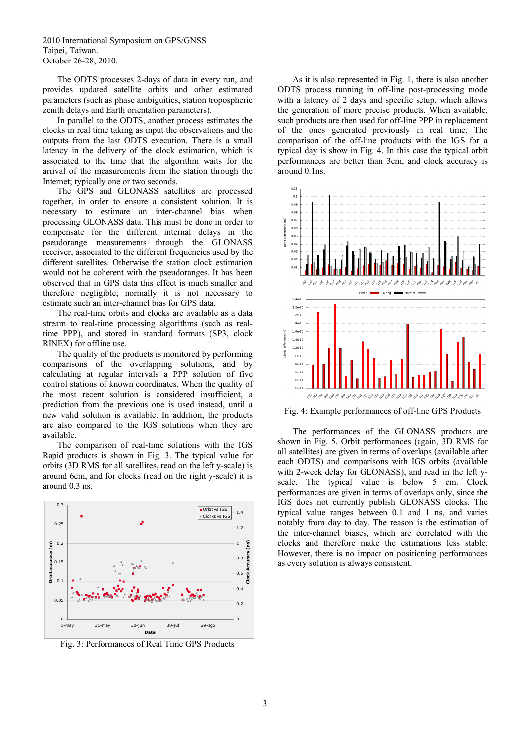The ODTS processes 2-days of data in every run, and provides updated satellite orbits and other estimated parameters (such as phase ambiguities, station tropospheric zenith delays and Earth orientation parameters).

In parallel to the ODTS, another process estimates the clocks in real time taking as input the observations and the outputs from the last ODTS execution. There is a small latency in the delivery of the clock estimation, which is associated to the time that the algorithm waits for the arrival of the measurements from the station through the Internet; typically one or two seconds.

The GPS and GLONASS satellites are processed together, in order to ensure a consistent solution. It is necessary to estimate an inter-channel bias when processing GLONASS data. This must be done in order to compensate for the different internal delays in the pseudorange measurements through the GLONASS receiver, associated to the different frequencies used by the different satellites. Otherwise the station clock estimation would not be coherent with the pseudoranges. It has been observed that in GPS data this effect is much smaller and therefore negligible; normally it is not necessary to estimate such an inter-channel bias for GPS data.

The real-time orbits and clocks are available as a data stream to real-time processing algorithms (such as real-time PPP), and stored in standard formats (SP3, clock RINEX) for offline use.

The quality of the products is monitored by performing comparisons of the overlapping solutions, and by calculating at regular intervals a PPP solution of five control stations of known coordinates. When the quality of the most recent solution is considered insufficient, a prediction from the previous one is used instead, until a new valid solution is available. In addition, the products are also compared to the IGS solutions when they are available.

The comparison of real-time solutions with the IGS Rapid products is shown in Fig. 3. The typical value for orbits (3D RMS for all satellites, read on the left y-scale) is around 6cm, and for clocks (read on the right y-scale) it is around 0.3 ns.

Fig. 3: Performances of Real Time GPS Products

As it is also represented in Fig. 1, there is also another ODTS process running in off-line post-processing mode with a latency of 2 days and specific setup, which allows the generation of more precise products. When available, such products are then used for off-line PPP in replacement of the ones generated previously in real time. The comparison of the off-line products with the IGS for a typical day is show in Fig. 4. In this case the typical orbit performances are better than 3cm, and clock accuracy is around 0.1ns.

Fig. 4: Example performances of off-line GPS Products

The performances of the GLONASS products are shown in Fig. 5. Orbit performances (again, 3D RMS for all satellites) are given in terms of overlaps (available after each ODTS) and comparisons with IGS orbits (available with 2-week delay for GLONASS), and read in the left y-scale. The typical value is below 5 cm. Clock performances are given in terms of overlaps only, since the IGS does not currently publish GLONASS clocks. The typical value ranges between 0.1 and 1 ns, and varies notably from day to day. The reason is the estimation of the inter-channel biases, which are correlated with the clocks and therefore make the estimations less stable. However, there is no impact on positioning performances as every solution is always consistent.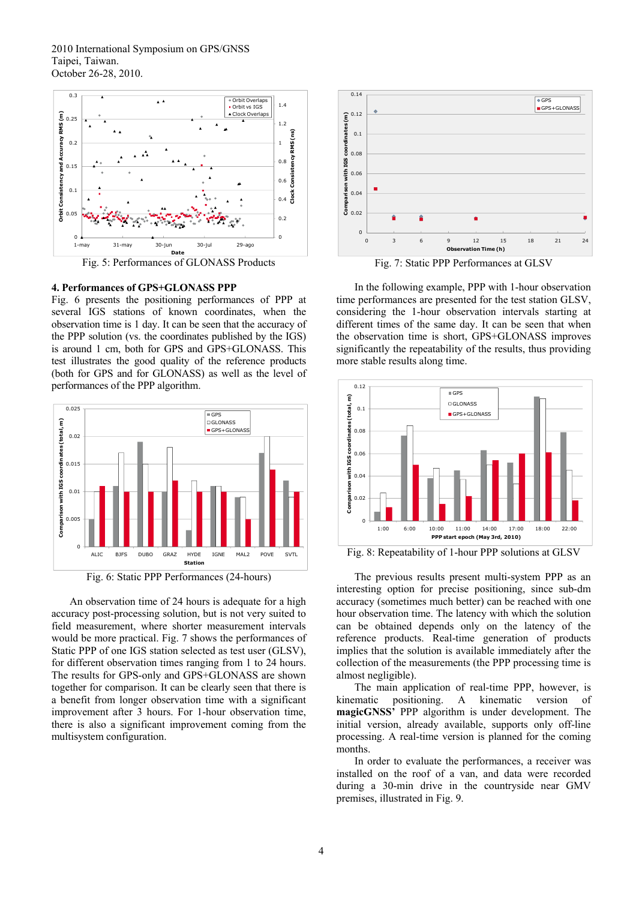Fig. 5: Performances of GLONASS Products

## 4. Performances of GPS+GLONASS PPP

Fig. 6 presents the positioning performances of PPP at several IGS stations of known coordinates, when the observation time is 1 day. It can be seen that the accuracy of the PPP solution (vs. the coordinates published by the IGS) is around 1 cm, both for GPS and GPS+GLONASS. This test illustrates the good quality of the reference products (both for GPS and for GLONASS) as well as the level of performances of the PPP algorithm.

Fig. 6: Static PPP Performances (24-hours)

An observation time of 24 hours is adequate for a high accuracy post-processing solution, but is not very suited to field measurement, where shorter measurement intervals would be more practical. Fig. 7 shows the performances of Static PPP of one IGS station selected as test user (GLSV), for different observation times ranging from 1 to 24 hours. The results for GPS-only and GPS+GLONASS are shown together for comparison. It can be clearly seen that there is a benefit from longer observation time with a significant improvement after 3 hours. For 1-hour observation time, there is also a significant improvement coming from the multisystem configuration.

Fig. 7: Static PPP Performances at GLSV

In the following example, PPP with 1-hour observation time performances are presented for the test station GLSV, considering the 1-hour observation intervals starting at different times of the same day. It can be seen that when the observation time is short, GPS+GLONASS improves significantly the repeatability of the results, thus providing more stable results along time.

Fig. 8: Repeatability of 1-hour PPP solutions at GLSV

The previous results present multi-system PPP as an interesting option for precise positioning, since sub-dm accuracy (sometimes much better) can be reached with one hour observation time. The latency with which the solution can be obtained depends only on the latency of the reference products. Real-time generation of products implies that the solution is available immediately after the collection of the measurements (the PPP processing time is almost negligible).

The main application of real-time PPP, however, is kinematic positioning. A kinematic version of **magicGNSS'** PPP algorithm is under development. The initial version, already available, supports only off-line processing. A real-time version is planned for the coming months.

In order to evaluate the performances, a receiver was installed on the roof of a van, and data were recorded during a 30-min drive in the countryside near GMV premises, illustrated in Fig. 9.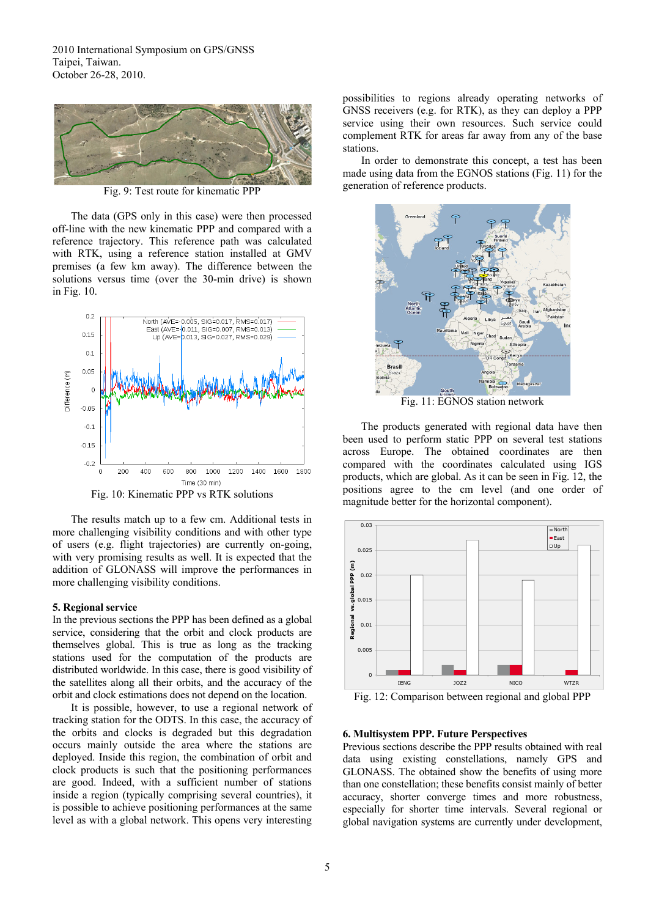Fig. 9: Test route for kinematic PPP

The data (GPS only in this case) were then processed off-line with the new kinematic PPP and compared with a reference trajectory. This reference path was calculated with RTK, using a reference station installed at GMV premises (a few km away). The difference between the solutions versus time (over the 30-min drive) is shown in Fig. 10.

Fig. 10: Kinematic PPP vs RTK solutions

The results match up to a few cm. Additional tests in more challenging visibility conditions and with other type of users (e.g. flight trajectories) are currently on-going, with very promising results as well. It is expected that the addition of GLONASS will improve the performances in more challenging visibility conditions.

## 5. Regional service

In the previous sections the PPP has been defined as a global service, considering that the orbit and clock products are themselves global. This is true as long as the tracking stations used for the computation of the products are distributed worldwide. In this case, there is good visibility of the satellites along all their orbits, and the accuracy of the orbit and clock estimations does not depend on the location.

It is possible, however, to use a regional network of tracking station for the ODTS. In this case, the accuracy of the orbits and clocks is degraded but this degradation occurs mainly outside the area where the stations are deployed. Inside this region, the combination of orbit and clock products is such that the positioning performances are good. Indeed, with a sufficient number of stations inside a region (typically comprising several countries), it is possible to achieve positioning performances at the same level as with a global network. This opens very interesting possibilities to regions already operating networks of GNSS receivers (e.g. for RTK), as they can deploy a PPP service using their own resources. Such service could complement RTK for areas far away from any of the base stations.

In order to demonstrate this concept, a test has been made using data from the EGNOS stations (Fig. 11) for the generation of reference products.

Fig. 11: EGNOS station network

The products generated with regional data have then been used to perform static PPP on several test stations across Europe. The obtained coordinates are then compared with the coordinates calculated using IGS products, which are global. As it can be seen in Fig. 12, the positions agree to the cm level (and one order of magnitude better for the horizontal component).

Fig. 12: Comparison between regional and global PPP

## 6. Multisystem PPP. Future Perspectives

Previous sections describe the PPP results obtained with real data using existing constellations, namely GPS and GLONASS. The obtained show the benefits of using more than one constellation; these benefits consist mainly of better accuracy, shorter converge times and more robustness, especially for shorter time intervals. Several regional or global navigation systems are currently under development,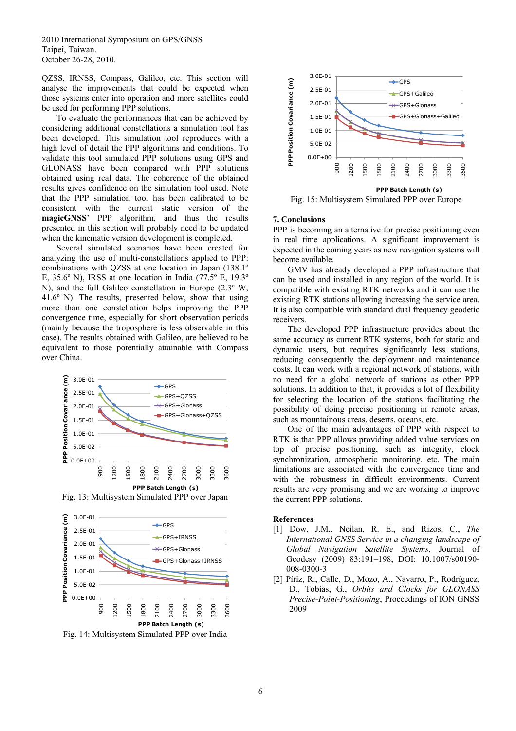QZSS, IRNSS, Compass, Galileo, etc. This section will analyse the improvements that could be expected when those systems enter into operation and more satellites could be used for performing PPP solutions.

To evaluate the performances that can be achieved by considering additional constellations a simulation tool has been developed. This simulation tool reproduces with a high level of detail the PPP algorithms and conditions. To validate this tool simulated PPP solutions using GPS and GLONASS have been compared with PPP solutions obtained using real data. The coherence of the obtained results gives confidence on the simulation tool used. Note that the PPP simulation tool has been calibrated to be consistent with the current static version of the **magicGNSS**' PPP algorithm, and thus the results presented in this section will probably need to be updated when the kinematic version development is completed.

Several simulated scenarios have been created for analyzing the use of multi-constellations applied to PPP: combinations with QZSS at one location in Japan (138.1º E, 35.6º N), IRSS at one location in India (77.5º E, 19.3º N), and the full Galileo constellation in Europe (2.3º W, 41.6º N). The results, presented below, show that using more than one constellation helps improving the PPP convergence time, especially for short observation periods (mainly because the troposphere is less observable in this case). The results obtained with Galileo, are believed to be equivalent to those potentially attainable with Compass over China.

PPP Position Covariance (m)
3.0E-01
2.5E-01
2.0E-01
1.5E-01
1.0E-01
5.0E-02
0.0E+00
900 1200 1500 1800 2100 2400 2700 3000 3300 3600
PPP Batch Length (s)
GPS
GPS+QZSS
GPS+Glonass
GPS+Glonass+QZSS

Fig. 13: Multisystem Simulated PPP over Japan

PPP Position Covariance (m)
3.0E-01
2.5E-01
2.0E-01
1.5E-01
1.0E-01
5.0E-02
0.0E+00
900 1200 1500 1800 2100 2400 2700 3000 3300 3600
PPP Batch Length (s)
GPS
GPS+IRNSS
GPS+Glonass
GPS+Glonass+IRNSS

Fig. 14: Multisystem Simulated PPP over India

PPP Position Covariance (m)
3.0E-01
2.5E-01
2.0E-01
1.5E-01
1.0E-01
5.0E-02
0.0E+00
900 1200 1500 1800 2100 2400 2700 3000 3300 3600
PPP Batch Length (s)
GPS
GPS+Galileo
GPS+Glonass
GPS+Glonass+Galileo

Fig. 15: Multisystem Simulated PPP over Europe

## 7. Conclusions

PPP is becoming an alternative for precise positioning even in real time applications. A significant improvement is expected in the coming years as new navigation systems will become available.

GMV has already developed a PPP infrastructure that can be used and installed in any region of the world. It is compatible with existing RTK networks and it can use the existing RTK stations allowing increasing the service area. It is also compatible with standard dual frequency geodetic receivers.

The developed PPP infrastructure provides about the same accuracy as current RTK systems, both for static and dynamic users, but requires significantly less stations, reducing consequently the deployment and maintenance costs. It can work with a regional network of stations, with no need for a global network of stations as other PPP solutions. In addition to that, it provides a lot of flexibility for selecting the location of the stations facilitating the possibility of doing precise positioning in remote areas, such as mountainous areas, deserts, oceans, etc.

One of the main advantages of PPP with respect to RTK is that PPP allows providing added value services on top of precise positioning, such as integrity, clock synchronization, atmospheric monitoring, etc. The main limitations are associated with the convergence time and with the robustness in difficult environments. Current results are very promising and we are working to improve the current PPP solutions.

## References

[1] Dow, J.M., Neilan, R. E., and Rizos, C., *The International GNSS Service in a changing landscape of Global Navigation Satellite Systems*, Journal of Geodesy (2009) 83:191–198, DOI: 10.1007/s00190-008-0300-3

[2] Píriz, R., Calle, D., Mozo, A., Navarro, P., Rodríguez, D., Tobías, G., *Orbits and Clocks for GLONASS Precise-Point-Positioning*, Proceedings of ION GNSS 2009